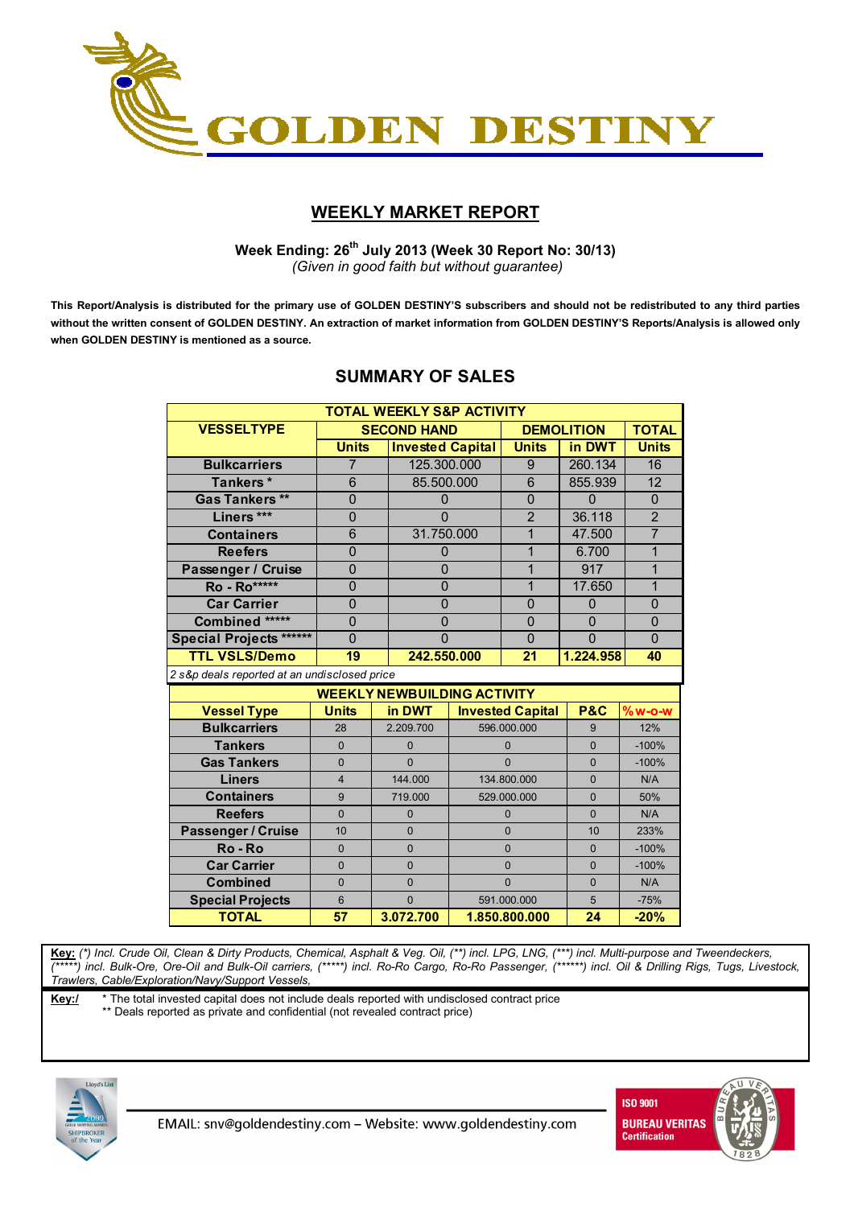# GOLDEN DESTINY

## WEEKLY MARKET REPORT

**Week Ending: 26th July 2013 (Week 30 Report No: 30/13)**
*(Given in good faith but without guarantee)*

**This Report/Analysis is distributed for the primary use of GOLDEN DESTINY'S subscribers and should not be redistributed to any third parties without the written consent of GOLDEN DESTINY. An extraction of market information from GOLDEN DESTINY'S Reports/Analysis is allowed only when GOLDEN DESTINY is mentioned as a source.**

## SUMMARY OF SALES

| TOTAL WEEKLY S&P ACTIVITY | | | | | |
|---|---|---|---|---|---|
| **VESSELTYPE** | **SECOND HAND** | | **DEMOLITION** | | **TOTAL** |
| | **Units** | **Invested Capital** | **Units** | **in DWT** | **Units** |
| **Bulkcarriers** | 7 | 125.300.000 | 9 | 260.134 | 16 |
| **Tankers *** | 6 | 85.500.000 | 6 | 855.939 | 12 |
| **Gas Tankers **** | 0 | 0 | 0 | 0 | 0 |
| **Liners ***** | 0 | 0 | 2 | 36.118 | 2 |
| **Containers** | 6 | 31.750.000 | 1 | 47.500 | 7 |
| **Reefers** | 0 | 0 | 1 | 6.700 | 1 |
| **Passenger / Cruise** | 0 | 0 | 1 | 917 | 1 |
| **Ro - Ro******* | 0 | 0 | 1 | 17.650 | 1 |
| **Car Carrier** | 0 | 0 | 0 | 0 | 0 |
| **Combined ******* | 0 | 0 | 0 | 0 | 0 |
| **Special Projects ********* | 0 | 0 | 0 | 0 | 0 |
| **TTL VSLS/Demo** | **19** | **242.550.000** | **21** | **1.224.958** | **40** |

*2 s&p deals reported at an undisclosed price*

| WEEKLY NEWBUILDING ACTIVITY | | | | | |
|---|---|---|---|---|---|
| **Vessel Type** | **Units** | **in DWT** | **Invested Capital** | **P&C** | **%w-o-w** |
| **Bulkcarriers** | 28 | 2.209.700 | 596.000.000 | 9 | 12% |
| **Tankers** | 0 | 0 | 0 | 0 | -100% |
| **Gas Tankers** | 0 | 0 | 0 | 0 | -100% |
| **Liners** | 4 | 144.000 | 134.800.000 | 0 | N/A |
| **Containers** | 9 | 719.000 | 529.000.000 | 0 | 50% |
| **Reefers** | 0 | 0 | 0 | 0 | N/A |
| **Passenger / Cruise** | 10 | 0 | 0 | 10 | 233% |
| **Ro - Ro** | 0 | 0 | 0 | 0 | -100% |
| **Car Carrier** | 0 | 0 | 0 | 0 | -100% |
| **Combined** | 0 | 0 | 0 | 0 | N/A |
| **Special Projects** | 6 | 0 | 591.000.000 | 5 | -75% |
| **TOTAL** | **57** | **3.072.700** | **1.850.800.000** | **24** | **-20%** |

**Key:** *(\*) Incl. Crude Oil, Clean & Dirty Products, Chemical, Asphalt & Veg. Oil, (\*\*) incl. LPG, LNG, (\*\*\*) incl. Multi-purpose and Tweendeckers, (\*\*\*\*\*) incl. Bulk-Ore, Ore-Oil and Bulk-Oil carriers, (\*\*\*\*\*) incl. Ro-Ro Cargo, Ro-Ro Passenger, (\*\*\*\*\*\*) incl. Oil & Drilling Rigs, Tugs, Livestock, Trawlers, Cable/Exploration/Navy/Support Vessels,*

**Key:/** * The total invested capital does not include deals reported with undisclosed contract price
** Deals reported as private and confidential (not revealed contract price)

EMAIL: snv@goldendestiny.com – Website: www.goldendestiny.com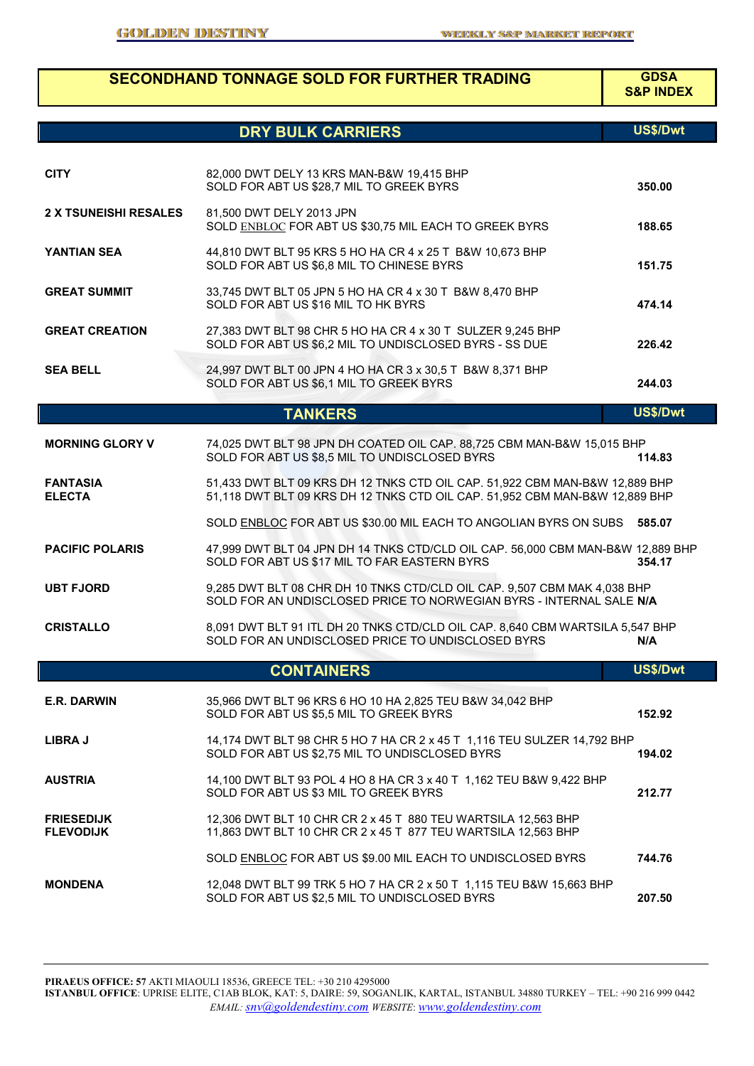## SECONDHAND TONNAGE SOLD FOR FURTHER TRADING

GDSA S&P INDEX

### DRY BULK CARRIERS

| Vessel | Details | US$/Dwt |
|---|---|---|
| **CITY** | 82,000 DWT DELY 13 KRS MAN-B&W 19,415 BHP<br>SOLD FOR ABT US $28,7 MIL TO GREEK BYRS | **350.00** |
| **2 X TSUNEISHI RESALES** | 81,500 DWT DELY 2013 JPN<br>SOLD ENBLOC FOR ABT US $30,75 MIL EACH TO GREEK BYRS | **188.65** |
| **YANTIAN SEA** | 44,810 DWT BLT 95 KRS 5 HO HA CR 4 x 25 T B&W 10,673 BHP<br>SOLD FOR ABT US $6,8 MIL TO CHINESE BYRS | **151.75** |
| **GREAT SUMMIT** | 33,745 DWT BLT 05 JPN 5 HO HA CR 4 x 30 T B&W 8,470 BHP<br>SOLD FOR ABT US $16 MIL TO HK BYRS | **474.14** |
| **GREAT CREATION** | 27,383 DWT BLT 98 CHR 5 HO HA CR 4 x 30 T SULZER 9,245 BHP<br>SOLD FOR ABT US $6,2 MIL TO UNDISCLOSED BYRS - SS DUE | **226.42** |
| **SEA BELL** | 24,997 DWT BLT 00 JPN 4 HO HA CR 3 x 30,5 T B&W 8,371 BHP<br>SOLD FOR ABT US $6,1 MIL TO GREEK BYRS | **244.03** |

### TANKERS

| Vessel | Details | US$/Dwt |
|---|---|---|
| **MORNING GLORY V** | 74,025 DWT BLT 98 JPN DH COATED OIL CAP. 88,725 CBM MAN-B&W 15,015 BHP<br>SOLD FOR ABT US $8,5 MIL TO UNDISCLOSED BYRS | **114.83** |
| **FANTASIA**<br>**ELECTA** | 51,433 DWT BLT 09 KRS DH 12 TNKS CTD OIL CAP. 51,922 CBM MAN-B&W 12,889 BHP<br>51,118 DWT BLT 09 KRS DH 12 TNKS CTD OIL CAP. 51,952 CBM MAN-B&W 12,889 BHP<br>SOLD ENBLOC FOR ABT US $30.00 MIL EACH TO ANGOLIAN BYRS ON SUBS | **585.07** |
| **PACIFIC POLARIS** | 47,999 DWT BLT 04 JPN DH 14 TNKS CTD/CLD OIL CAP. 56,000 CBM MAN-B&W 12,889 BHP<br>SOLD FOR ABT US $17 MIL TO FAR EASTERN BYRS | **354.17** |
| **UBT FJORD** | 9,285 DWT BLT 08 CHR DH 10 TNKS CTD/CLD OIL CAP. 9,507 CBM MAK 4,038 BHP<br>SOLD FOR AN UNDISCLOSED PRICE TO NORWEGIAN BYRS - INTERNAL SALE | **N/A** |
| **CRISTALLO** | 8,091 DWT BLT 91 ITL DH 20 TNKS CTD/CLD OIL CAP. 8,640 CBM WARTSILA 5,547 BHP<br>SOLD FOR AN UNDISCLOSED PRICE TO UNDISCLOSED BYRS | **N/A** |

### CONTAINERS

| Vessel | Details | US$/Dwt |
|---|---|---|
| **E.R. DARWIN** | 35,966 DWT BLT 96 KRS 6 HO 10 HA 2,825 TEU B&W 34,042 BHP<br>SOLD FOR ABT US $5,5 MIL TO GREEK BYRS | **152.92** |
| **LIBRA J** | 14,174 DWT BLT 98 CHR 5 HO 7 HA CR 2 x 45 T 1,116 TEU SULZER 14,792 BHP<br>SOLD FOR ABT US $2,75 MIL TO UNDISCLOSED BYRS | **194.02** |
| **AUSTRIA** | 14,100 DWT BLT 93 POL 4 HO 8 HA CR 3 x 40 T 1,162 TEU B&W 9,422 BHP<br>SOLD FOR ABT US $3 MIL TO GREEK BYRS | **212.77** |
| **FRIESEDIJK**<br>**FLEVODIJK** | 12,306 DWT BLT 10 CHR CR 2 x 45 T 880 TEU WARTSILA 12,563 BHP<br>11,863 DWT BLT 10 CHR CR 2 x 45 T 877 TEU WARTSILA 12,563 BHP<br>SOLD ENBLOC FOR ABT US $9.00 MIL EACH TO UNDISCLOSED BYRS | **744.76** |
| **MONDENA** | 12,048 DWT BLT 99 TRK 5 HO 7 HA CR 2 x 50 T 1,115 TEU B&W 15,663 BHP<br>SOLD FOR ABT US $2,5 MIL TO UNDISCLOSED BYRS | **207.50** |

**PIRAEUS OFFICE: 57** AKTI MIAOULI 18536, GREECE TEL: +30 210 4295000
**ISTANBUL OFFICE**: UPRISE ELITE, C1AB BLOK, KAT: 5, DAIRE: 59, SOGANLIK, KARTAL, ISTANBUL 34880 TURKEY – TEL: +90 216 999 0442
*EMAIL: snv@goldendestiny.com WEBSITE: www.goldendestiny.com*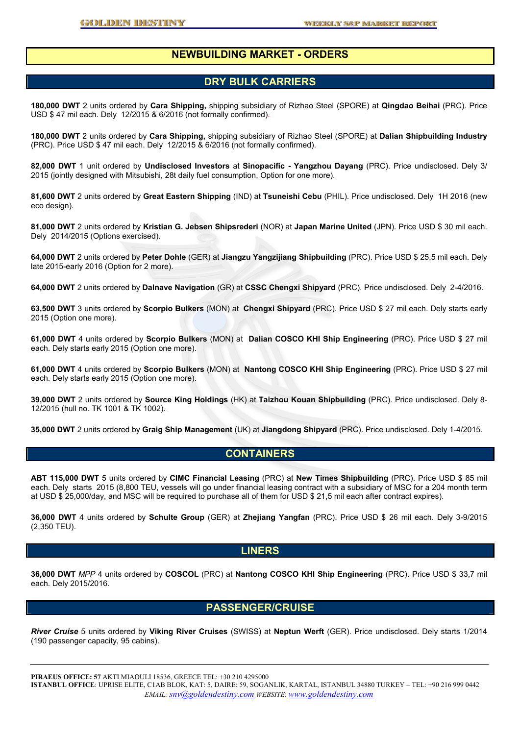# NEWBUILDING MARKET - ORDERS

## DRY BULK CARRIERS

**180,000 DWT** 2 units ordered by **Cara Shipping,** shipping subsidiary of Rizhao Steel (SPORE) at **Qingdao Beihai** (PRC). Price USD $ 47 mil each. Dely 12/2015 & 6/2016 (not formally confirmed).

**180,000 DWT** 2 units ordered by **Cara Shipping,** shipping subsidiary of Rizhao Steel (SPORE) at **Dalian Shipbuilding Industry** (PRC). Price USD $ 47 mil each. Dely 12/2015 & 6/2016 (not formally confirmed).

**82,000 DWT** 1 unit ordered by **Undisclosed Investors** at **Sinopacific - Yangzhou Dayang** (PRC). Price undisclosed. Dely 3/2015 (jointly designed with Mitsubishi, 28t daily fuel consumption, Option for one more).

**81,600 DWT** 2 units ordered by **Great Eastern Shipping** (IND) at **Tsuneishi Cebu** (PHIL). Price undisclosed. Dely 1H 2016 (new eco design).

**81,000 DWT** 2 units ordered by **Kristian G. Jebsen Shipsrederi** (NOR) at **Japan Marine United** (JPN). Price USD $ 30 mil each. Dely 2014/2015 (Options exercised).

**64,000 DWT** 2 units ordered by **Peter Dohle** (GER) at **Jiangzu Yangzijiang Shipbuilding** (PRC). Price USD $ 25,5 mil each. Dely late 2015-early 2016 (Option for 2 more).

**64,000 DWT** 2 units ordered by **Dalnave Navigation** (GR) at **CSSC Chengxi Shipyard** (PRC). Price undisclosed. Dely 2-4/2016.

**63,500 DWT** 3 units ordered by **Scorpio Bulkers** (MON) at **Chengxi Shipyard** (PRC). Price USD $ 27 mil each. Dely starts early 2015 (Option one more).

**61,000 DWT** 4 units ordered by **Scorpio Bulkers** (MON) at **Dalian COSCO KHI Ship Engineering** (PRC). Price USD $ 27 mil each. Dely starts early 2015 (Option one more).

**61,000 DWT** 4 units ordered by **Scorpio Bulkers** (MON) at **Nantong COSCO KHI Ship Engineering** (PRC). Price USD $ 27 mil each. Dely starts early 2015 (Option one more).

**39,000 DWT** 2 units ordered by **Source King Holdings** (HK) at **Taizhou Kouan Shipbuilding** (PRC). Price undisclosed. Dely 8-12/2015 (hull no. TK 1001 & TK 1002).

**35,000 DWT** 2 units ordered by **Graig Ship Management** (UK) at **Jiangdong Shipyard** (PRC). Price undisclosed. Dely 1-4/2015.

## CONTAINERS

**ABT 115,000 DWT** 5 units ordered by **CIMC Financial Leasing** (PRC) at **New Times Shipbuilding** (PRC). Price USD $ 85 mil each. Dely starts 2015 (8,800 TEU, vessels will go under financial leasing contract with a subsidiary of MSC for a 204 month term at USD $ 25,000/day, and MSC will be required to purchase all of them for USD $ 21,5 mil each after contract expires).

**36,000 DWT** 4 units ordered by **Schulte Group** (GER) at **Zhejiang Yangfan** (PRC). Price USD $ 26 mil each. Dely 3-9/2015 (2,350 TEU).

## LINERS

**36,000 DWT** *MPP* 4 units ordered by **COSCOL** (PRC) at **Nantong COSCO KHI Ship Engineering** (PRC). Price USD $ 33,7 mil each. Dely 2015/2016.

## PASSENGER/CRUISE

***River Cruise*** 5 units ordered by **Viking River Cruises** (SWISS) at **Neptun Werft** (GER). Price undisclosed. Dely starts 1/2014 (190 passenger capacity, 95 cabins).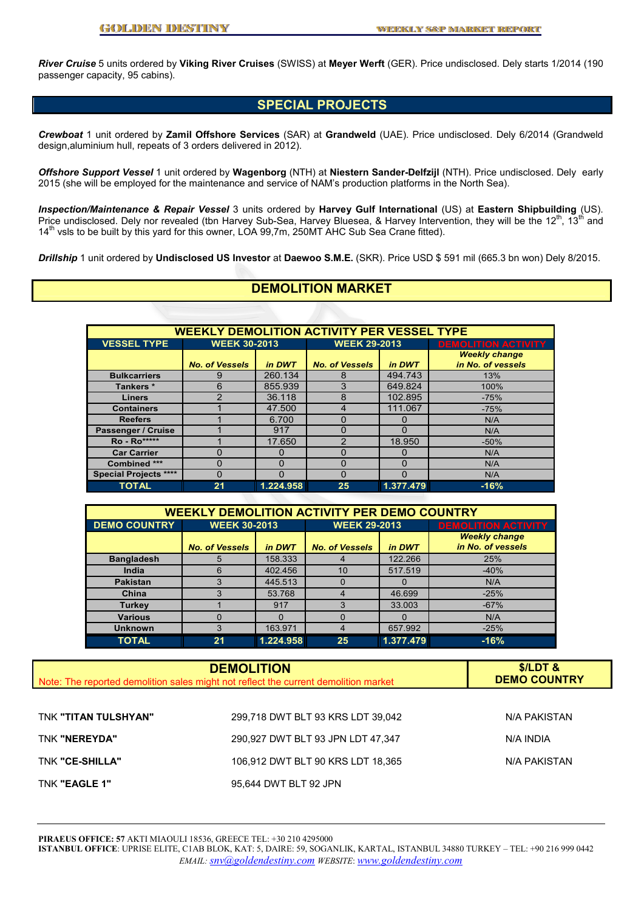***River Cruise*** 5 units ordered by **Viking River Cruises** (SWISS) at **Meyer Werft** (GER). Price undisclosed. Dely starts 1/2014 (190 passenger capacity, 95 cabins).

## SPECIAL PROJECTS

***Crewboat*** 1 unit ordered by **Zamil Offshore Services** (SAR) at **Grandweld** (UAE). Price undisclosed. Dely 6/2014 (Grandweld design,aluminium hull, repeats of 3 orders delivered in 2012).

***Offshore Support Vessel*** 1 unit ordered by **Wagenborg** (NTH) at **Niestern Sander-Delfzijl** (NTH). Price undisclosed. Dely early 2015 (she will be employed for the maintenance and service of NAM's production platforms in the North Sea).

***Inspection/Maintenance & Repair Vessel*** 3 units ordered by **Harvey Gulf International** (US) at **Eastern Shipbuilding** (US). Price undisclosed. Dely nor revealed (tbn Harvey Sub-Sea, Harvey Bluesea, & Harvey Intervention, they will be the 12th, 13th and 14th vsls to be built by this yard for this owner, LOA 99,7m, 250MT AHC Sub Sea Crane fitted).

***Drillship*** 1 unit ordered by **Undisclosed US Investor** at **Daewoo S.M.E.** (SKR). Price USD $ 591 mil (665.3 bn won) Dely 8/2015.

## DEMOLITION MARKET

**WEEKLY DEMOLITION ACTIVITY PER VESSEL TYPE**

| VESSEL TYPE | WEEK 30-2013 | | WEEK 29-2013 | | DEMOLITION ACTIVITY |
|---|---|---|---|---|---|
| | No. of Vessels | in DWT | No. of Vessels | in DWT | Weekly change in No. of vessels |
| Bulkcarriers | 9 | 260.134 | 8 | 494.743 | 13% |
| Tankers * | 6 | 855.939 | 3 | 649.824 | 100% |
| Liners | 2 | 36.118 | 8 | 102.895 | -75% |
| Containers | 1 | 47.500 | 4 | 111.067 | -75% |
| Reefers | 1 | 6.700 | 0 | 0 | N/A |
| Passenger / Cruise | 1 | 917 | 0 | 0 | N/A |
| Ro - Ro***** | 1 | 17.650 | 2 | 18.950 | -50% |
| Car Carrier | 0 | 0 | 0 | 0 | N/A |
| Combined *** | 0 | 0 | 0 | 0 | N/A |
| Special Projects **** | 0 | 0 | 0 | 0 | N/A |
| **TOTAL** | **21** | **1.224.958** | **25** | **1.377.479** | **-16%** |

**WEEKLY DEMOLITION ACTIVITY PER DEMO COUNTRY**

| DEMO COUNTRY | WEEK 30-2013 | | WEEK 29-2013 | | DEMOLITION ACTIVITY |
|---|---|---|---|---|---|
| | No. of Vessels | in DWT | No. of Vessels | in DWT | Weekly change in No. of vessels |
| Bangladesh | 5 | 158.333 | 4 | 122.266 | 25% |
| India | 6 | 402.456 | 10 | 517.519 | -40% |
| Pakistan | 3 | 445.513 | 0 | 0 | N/A |
| China | 3 | 53.768 | 4 | 46.699 | -25% |
| Turkey | 1 | 917 | 3 | 33.003 | -67% |
| Various | 0 | 0 | 0 | 0 | N/A |
| Unknown | 3 | 163.971 | 4 | 657.992 | -25% |
| **TOTAL** | **21** | **1.224.958** | **25** | **1.377.479** | **-16%** |

## DEMOLITION

Note: The reported demolition sales might not reflect the current demolition market

| | | $/LDT & DEMO COUNTRY |
|---|---|---|
| TNK **"TITAN TULSHYAN"** | 299,718 DWT BLT 93 KRS LDT 39,042 | N/A PAKISTAN |
| TNK **"NEREYDA"** | 290,927 DWT BLT 93 JPN LDT 47,347 | N/A INDIA |
| TNK **"CE-SHILLA"** | 106,912 DWT BLT 90 KRS LDT 18,365 | N/A PAKISTAN |
| TNK **"EAGLE 1"** | 95,644 DWT BLT 92 JPN | |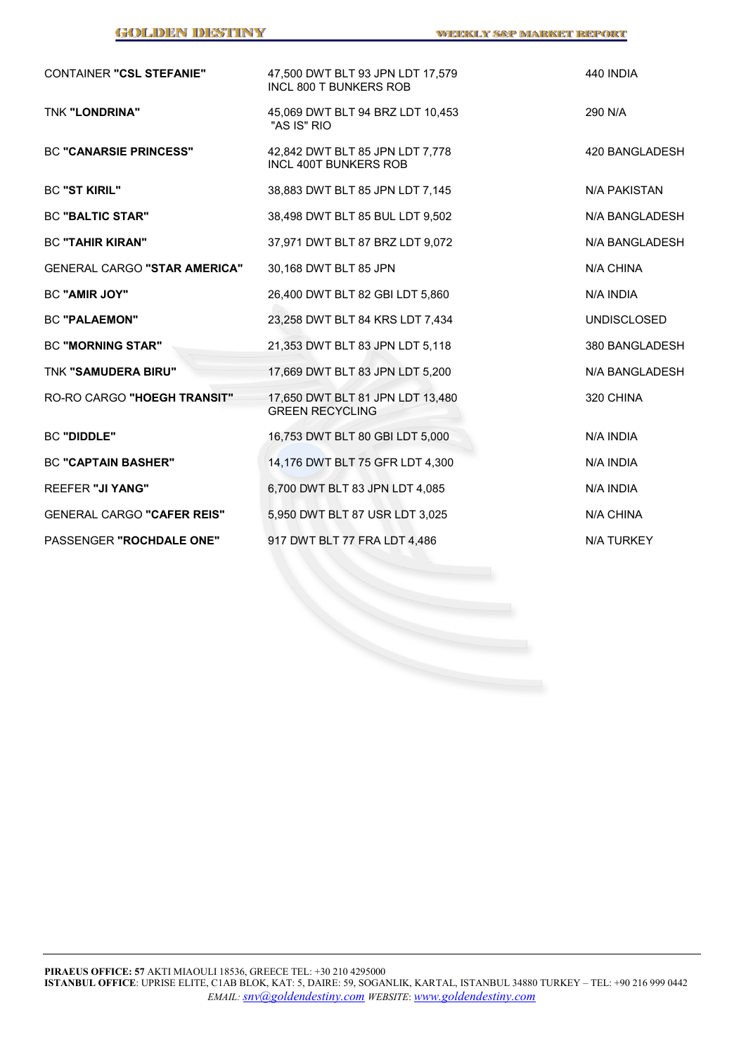| | | |
|---|---|---|
| CONTAINER **"CSL STEFANIE"** | 47,500 DWT BLT 93 JPN LDT 17,579 INCL 800 T BUNKERS ROB | 440 INDIA |
| TNK **"LONDRINA"** | 45,069 DWT BLT 94 BRZ LDT 10,453 "AS IS" RIO | 290 N/A |
| BC **"CANARSIE PRINCESS"** | 42,842 DWT BLT 85 JPN LDT 7,778 INCL 400T BUNKERS ROB | 420 BANGLADESH |
| BC **"ST KIRIL"** | 38,883 DWT BLT 85 JPN LDT 7,145 | N/A PAKISTAN |
| BC **"BALTIC STAR"** | 38,498 DWT BLT 85 BUL LDT 9,502 | N/A BANGLADESH |
| BC **"TAHIR KIRAN"** | 37,971 DWT BLT 87 BRZ LDT 9,072 | N/A BANGLADESH |
| GENERAL CARGO **"STAR AMERICA"** | 30,168 DWT BLT 85 JPN | N/A CHINA |
| BC **"AMIR JOY"** | 26,400 DWT BLT 82 GBI LDT 5,860 | N/A INDIA |
| BC **"PALAEMON"** | 23,258 DWT BLT 84 KRS LDT 7,434 | UNDISCLOSED |
| BC **"MORNING STAR"** | 21,353 DWT BLT 83 JPN LDT 5,118 | 380 BANGLADESH |
| TNK **"SAMUDERA BIRU"** | 17,669 DWT BLT 83 JPN LDT 5,200 | N/A BANGLADESH |
| RO-RO CARGO **"HOEGH TRANSIT"** | 17,650 DWT BLT 81 JPN LDT 13,480 GREEN RECYCLING | 320 CHINA |
| BC **"DIDDLE"** | 16,753 DWT BLT 80 GBI LDT 5,000 | N/A INDIA |
| BC **"CAPTAIN BASHER"** | 14,176 DWT BLT 75 GFR LDT 4,300 | N/A INDIA |
| REEFER **"JI YANG"** | 6,700 DWT BLT 83 JPN LDT 4,085 | N/A INDIA |
| GENERAL CARGO **"CAFER REIS"** | 5,950 DWT BLT 87 USR LDT 3,025 | N/A CHINA |
| PASSENGER **"ROCHDALE ONE"** | 917 DWT BLT 77 FRA LDT 4,486 | N/A TURKEY |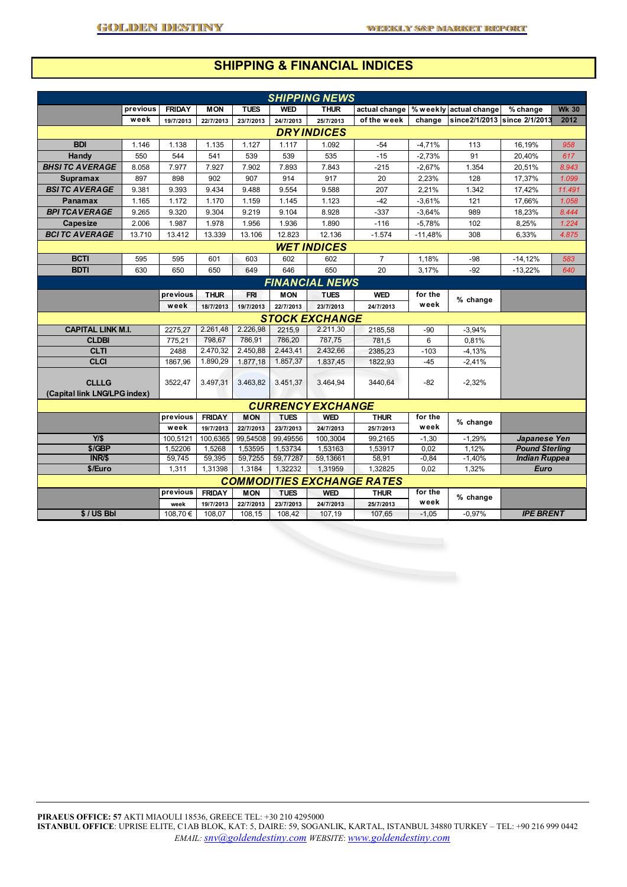# SHIPPING & FINANCIAL INDICES

## SHIPPING NEWS

| | previous week | FRIDAY 19/7/2013 | MON 22/7/2013 | TUES 23/7/2013 | WED 24/7/2013 | THUR 25/7/2013 | actual change of the week | % weekly change | actual change since2/1/2013 | % change since 2/1/2013 | Wk 30 2012 |
|---|---|---|---|---|---|---|---|---|---|---|---|
| **DRY INDICES** | | | | | | | | | | | |
| BDI | 1.146 | 1.138 | 1.135 | 1.127 | 1.117 | 1.092 | -54 | -4,71% | 113 | 16,19% | 958 |
| Handy | 550 | 544 | 541 | 539 | 539 | 535 | -15 | -2,73% | 91 | 20,40% | 617 |
| BHSI TC AVERAGE | 8.058 | 7.977 | 7.927 | 7.902 | 7.893 | 7.843 | -215 | -2,67% | 1.354 | 20,51% | 8.943 |
| Supramax | 897 | 898 | 902 | 907 | 914 | 917 | 20 | 2,23% | 128 | 17,37% | 1.099 |
| BSI TC AVERAGE | 9.381 | 9.393 | 9.434 | 9.488 | 9.554 | 9.588 | 207 | 2,21% | 1.342 | 17,42% | 11.491 |
| Panamax | 1.165 | 1.172 | 1.170 | 1.159 | 1.145 | 1.123 | -42 | -3,61% | 121 | 17,66% | 1.058 |
| BPI TCAVERAGE | 9.265 | 9.320 | 9.304 | 9.219 | 9.104 | 8.928 | -337 | -3,64% | 989 | 18,23% | 8.444 |
| Capesize | 2.006 | 1.987 | 1.978 | 1.956 | 1.936 | 1.890 | -116 | -5,78% | 102 | 8,25% | 1.224 |
| BCI TC AVERAGE | 13.710 | 13.412 | 13.339 | 13.106 | 12.823 | 12.136 | -1.574 | -11,48% | 308 | 6,33% | 4.875 |
| **WET INDICES** | | | | | | | | | | | |
| BCTI | 595 | 595 | 601 | 603 | 602 | 602 | 7 | 1,18% | -98 | -14,12% | 583 |
| BDTI | 630 | 650 | 650 | 649 | 646 | 650 | 20 | 3,17% | -92 | -13,22% | 640 |

## FINANCIAL NEWS

### STOCK EXCHANGE

| | previous week | THUR 18/7/2013 | FRI 19/7/2013 | MON 22/7/2013 | TUES 23/7/2013 | WED 24/7/2013 | for the week | % change |
|---|---|---|---|---|---|---|---|---|
| CAPITAL LINK M.I. | 2275,27 | 2.261,48 | 2.226,98 | 2215,9 | 2.211,30 | 2185,58 | -90 | -3,94% |
| CLDBI | 775,21 | 798,67 | 786,91 | 786,20 | 787,75 | 781,5 | 6 | 0,81% |
| CLTI | 2488 | 2.470,32 | 2.450,88 | 2.443,41 | 2.432,66 | 2385,23 | -103 | -4,13% |
| CLCI | 1867,96 | 1.890,29 | 1.877,18 | 1.857,37 | 1.837,45 | 1822,93 | -45 | -2,41% |
| CLLLG (Capital link LNG/LPG index) | 3522,47 | 3.497,31 | 3.463,82 | 3.451,37 | 3.464,94 | 3440,64 | -82 | -2,32% |

### CURRENCY EXCHANGE

| | previous week | FRIDAY 19/7/2013 | MON 22/7/2013 | TUES 23/7/2013 | WED 24/7/2013 | THUR 25/7/2013 | for the week | % change | |
|---|---|---|---|---|---|---|---|---|---|
| Y/$ | 100,5121 | 100,6365 | 99,54508 | 99,49556 | 100,3004 | 99,2165 | -1,30 | -1,29% | Japanese Yen |
| $/GBP | 1,52206 | 1,5268 | 1,53595 | 1,53734 | 1,53163 | 1,53917 | 0,02 | 1,12% | Pound Sterling |
| INR/$ | 59,745 | 59,395 | 59,7255 | 59,77287 | 59,13661 | 58,91 | -0,84 | -1,40% | Indian Ruppea |
| $/Euro | 1,311 | 1,31398 | 1,3184 | 1,32232 | 1,31959 | 1,32825 | 0,02 | 1,32% | Euro |

### COMMODITIES EXCHANGE RATES

| | previous week | FRIDAY 19/7/2013 | MON 22/7/2013 | TUES 23/7/2013 | WED 24/7/2013 | THUR 25/7/2013 | for the week | % change | |
|---|---|---|---|---|---|---|---|---|---|
| $ / US Bbl | 108,70 € | 108,07 | 108,15 | 108,42 | 107,19 | 107,65 | -1,05 | -0,97% | IPE BRENT |

**PIRAEUS OFFICE: 57** AKTI MIAOULI 18536, GREECE TEL: +30 210 4295000
**ISTANBUL OFFICE**: UPRISE ELITE, C1AB BLOK, KAT: 5, DAIRE: 59, SOGANLIK, KARTAL, ISTANBUL 34880 TURKEY – TEL: +90 216 999 0442
*EMAIL: snv@goldendestiny.com WEBSITE: www.goldendestiny.com*